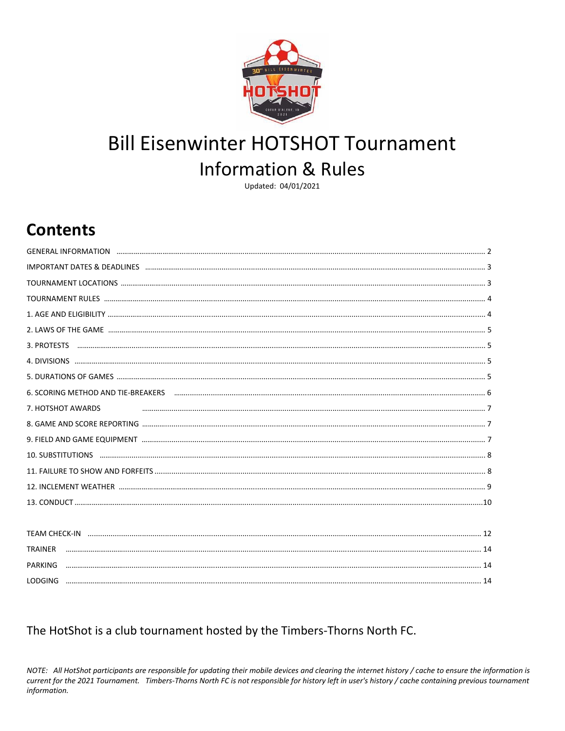# Bill Eisenwinter HOTSHOT Tournament

## Information & Rules

Updated: 04/01/2021

## Contents

| | |
|---|---|
| GENERAL INFORMATION | 2 |
| IMPORTANT DATES & DEADLINES | 3 |
| TOURNAMENT LOCATIONS | 3 |
| TOURNAMENT RULES | 4 |
| 1. AGE AND ELIGIBILITY | 4 |
| 2. LAWS OF THE GAME | 5 |
| 3. PROTESTS | 5 |
| 4. DIVISIONS | 5 |
| 5. DURATIONS OF GAMES | 5 |
| 6. SCORING METHOD AND TIE-BREAKERS | 6 |
| 7. HOTSHOT AWARDS | 7 |
| 8. GAME AND SCORE REPORTING | 7 |
| 9. FIELD AND GAME EQUIPMENT | 7 |
| 10. SUBSTITUTIONS | 8 |
| 11. FAILURE TO SHOW AND FORFEITS | 8 |
| 12. INCLEMENT WEATHER | 9 |
| 13. CONDUCT | 10 |
| TEAM CHECK-IN | 12 |
| TRAINER | 14 |
| PARKING | 14 |
| LODGING | 14 |

The HotShot is a club tournament hosted by the Timbers-Thorns North FC.

*NOTE: All HotShot participants are responsible for updating their mobile devices and clearing the internet history / cache to ensure the information is current for the 2021 Tournament. Timbers-Thorns North FC is not responsible for history left in user's history / cache containing previous tournament information.*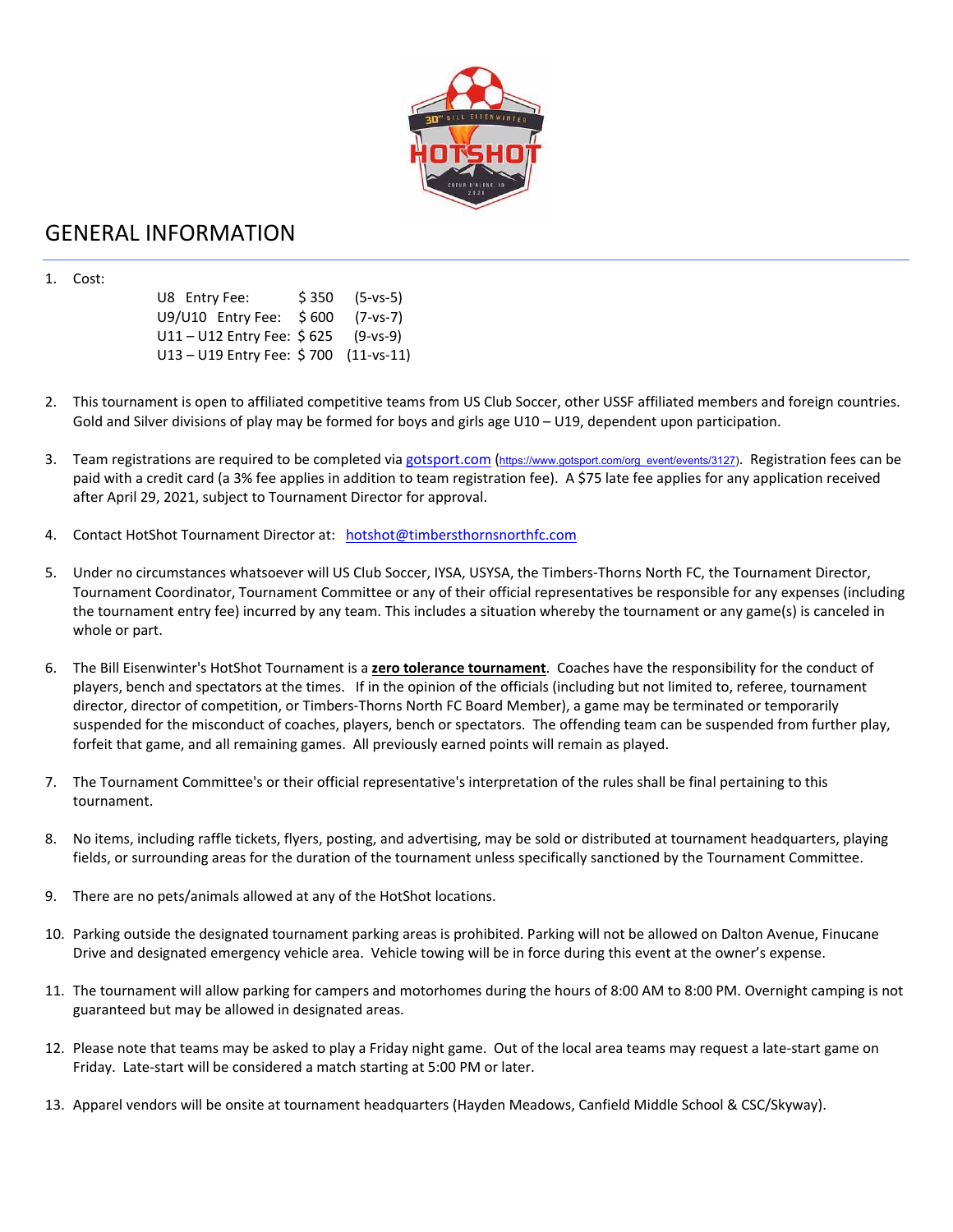# GENERAL INFORMATION

1. Cost:

| | | |
|---|---|---|
| U8 Entry Fee: | $ 350 | (5-vs-5) |
| U9/U10 Entry Fee: | $ 600 | (7-vs-7) |
| U11 – U12 Entry Fee: | $ 625 | (9-vs-9) |
| U13 – U19 Entry Fee: | $ 700 | (11-vs-11) |

2. This tournament is open to affiliated competitive teams from US Club Soccer, other USSF affiliated members and foreign countries. Gold and Silver divisions of play may be formed for boys and girls age U10 – U19, dependent upon participation.

3. Team registrations are required to be completed via [gotsport.com](https://www.gotsport.com/org_event/events/3127) (https://www.gotsport.com/org_event/events/3127). Registration fees can be paid with a credit card (a 3% fee applies in addition to team registration fee). A $75 late fee applies for any application received after April 29, 2021, subject to Tournament Director for approval.

4. Contact HotShot Tournament Director at: hotshot@timbersthornsnorthfc.com

5. Under no circumstances whatsoever will US Club Soccer, IYSA, USYSA, the Timbers-Thorns North FC, the Tournament Director, Tournament Coordinator, Tournament Committee or any of their official representatives be responsible for any expenses (including the tournament entry fee) incurred by any team. This includes a situation whereby the tournament or any game(s) is canceled in whole or part.

6. The Bill Eisenwinter's HotShot Tournament is a **zero tolerance tournament**. Coaches have the responsibility for the conduct of players, bench and spectators at the times. If in the opinion of the officials (including but not limited to, referee, tournament director, director of competition, or Timbers-Thorns North FC Board Member), a game may be terminated or temporarily suspended for the misconduct of coaches, players, bench or spectators. The offending team can be suspended from further play, forfeit that game, and all remaining games. All previously earned points will remain as played.

7. The Tournament Committee's or their official representative's interpretation of the rules shall be final pertaining to this tournament.

8. No items, including raffle tickets, flyers, posting, and advertising, may be sold or distributed at tournament headquarters, playing fields, or surrounding areas for the duration of the tournament unless specifically sanctioned by the Tournament Committee.

9. There are no pets/animals allowed at any of the HotShot locations.

10. Parking outside the designated tournament parking areas is prohibited. Parking will not be allowed on Dalton Avenue, Finucane Drive and designated emergency vehicle area. Vehicle towing will be in force during this event at the owner's expense.

11. The tournament will allow parking for campers and motorhomes during the hours of 8:00 AM to 8:00 PM. Overnight camping is not guaranteed but may be allowed in designated areas.

12. Please note that teams may be asked to play a Friday night game. Out of the local area teams may request a late-start game on Friday. Late-start will be considered a match starting at 5:00 PM or later.

13. Apparel vendors will be onsite at tournament headquarters (Hayden Meadows, Canfield Middle School & CSC/Skyway).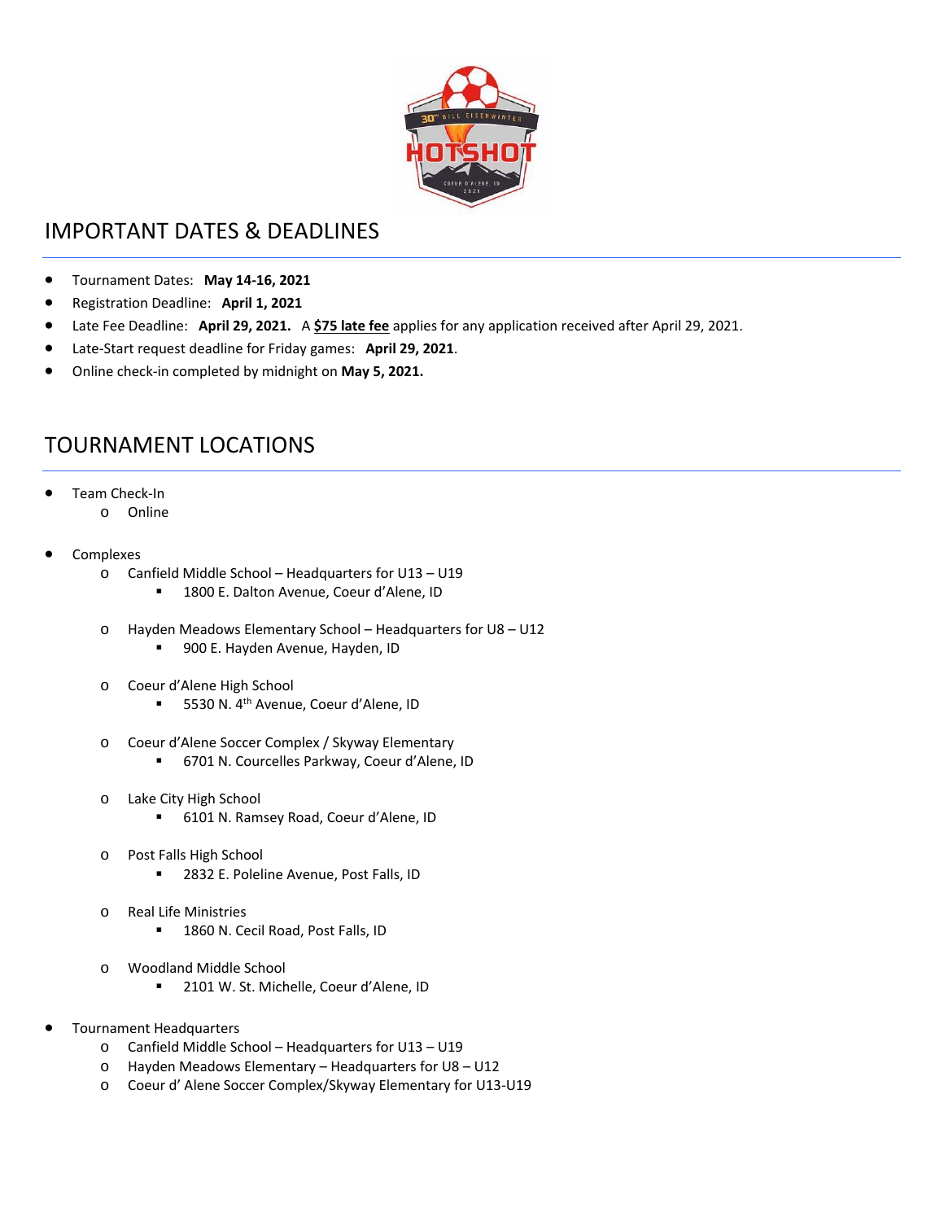## IMPORTANT DATES & DEADLINES

- Tournament Dates: **May 14-16, 2021**
- Registration Deadline: **April 1, 2021**
- Late Fee Deadline: **April 29, 2021.** A **$75 late fee** applies for any application received after April 29, 2021.
- Late-Start request deadline for Friday games: **April 29, 2021**.
- Online check-in completed by midnight on **May 5, 2021.**

## TOURNAMENT LOCATIONS

- Team Check-In
  - Online
- Complexes
  - Canfield Middle School – Headquarters for U13 – U19
    - 1800 E. Dalton Avenue, Coeur d'Alene, ID
  - Hayden Meadows Elementary School – Headquarters for U8 – U12
    - 900 E. Hayden Avenue, Hayden, ID
  - Coeur d'Alene High School
    - 5530 N. 4th Avenue, Coeur d'Alene, ID
  - Coeur d'Alene Soccer Complex / Skyway Elementary
    - 6701 N. Courcelles Parkway, Coeur d'Alene, ID
  - Lake City High School
    - 6101 N. Ramsey Road, Coeur d'Alene, ID
  - Post Falls High School
    - 2832 E. Poleline Avenue, Post Falls, ID
  - Real Life Ministries
    - 1860 N. Cecil Road, Post Falls, ID
  - Woodland Middle School
    - 2101 W. St. Michelle, Coeur d'Alene, ID
- Tournament Headquarters
  - Canfield Middle School – Headquarters for U13 – U19
  - Hayden Meadows Elementary – Headquarters for U8 – U12
  - Coeur d' Alene Soccer Complex/Skyway Elementary for U13-U19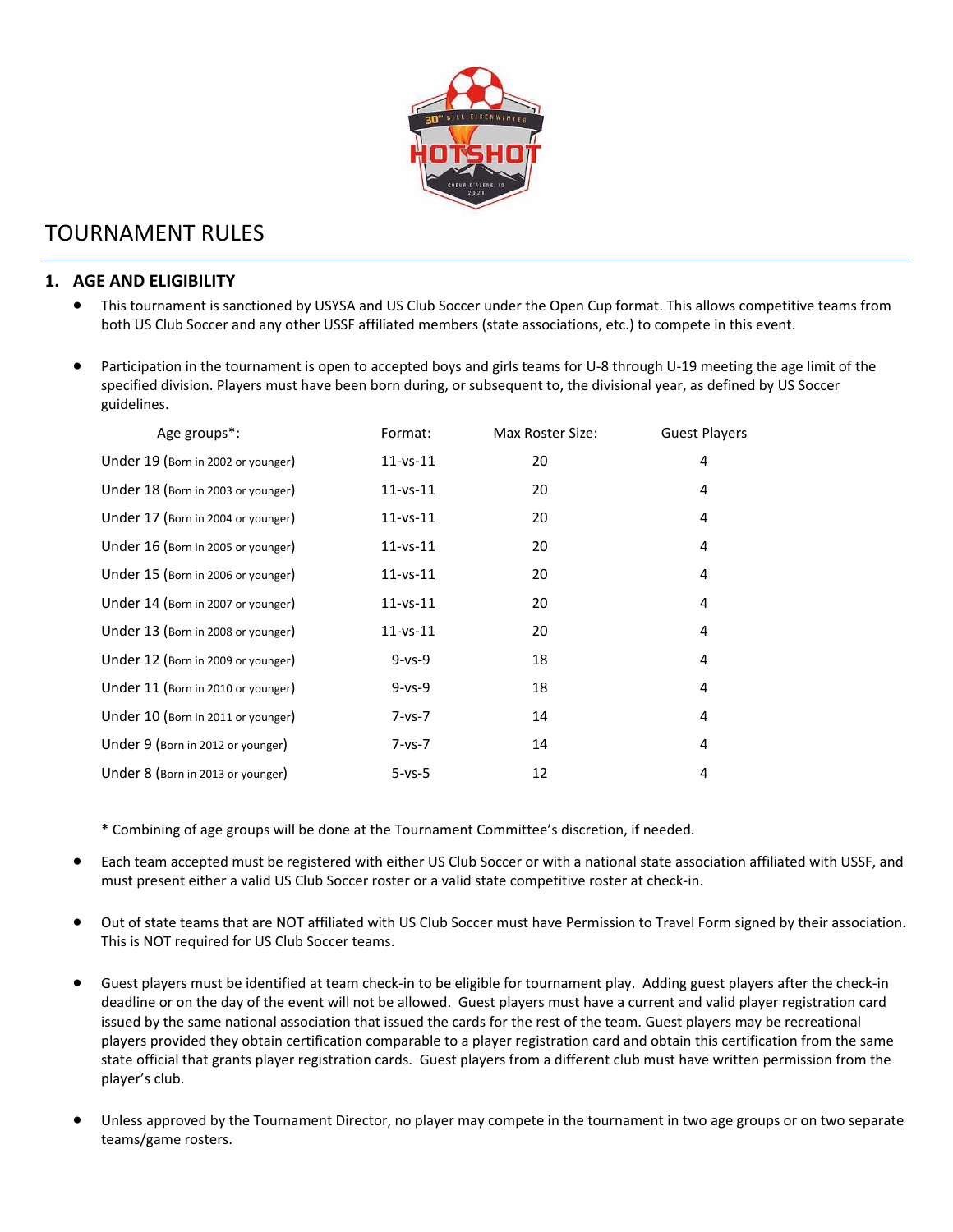# TOURNAMENT RULES

## 1. AGE AND ELIGIBILITY

- This tournament is sanctioned by USYSA and US Club Soccer under the Open Cup format. This allows competitive teams from both US Club Soccer and any other USSF affiliated members (state associations, etc.) to compete in this event.

- Participation in the tournament is open to accepted boys and girls teams for U-8 through U-19 meeting the age limit of the specified division. Players must have been born during, or subsequent to, the divisional year, as defined by US Soccer guidelines.

| Age groups*: | Format: | Max Roster Size: | Guest Players |
|---|---|---|---|
| Under 19 (Born in 2002 or younger) | 11-vs-11 | 20 | 4 |
| Under 18 (Born in 2003 or younger) | 11-vs-11 | 20 | 4 |
| Under 17 (Born in 2004 or younger) | 11-vs-11 | 20 | 4 |
| Under 16 (Born in 2005 or younger) | 11-vs-11 | 20 | 4 |
| Under 15 (Born in 2006 or younger) | 11-vs-11 | 20 | 4 |
| Under 14 (Born in 2007 or younger) | 11-vs-11 | 20 | 4 |
| Under 13 (Born in 2008 or younger) | 11-vs-11 | 20 | 4 |
| Under 12 (Born in 2009 or younger) | 9-vs-9 | 18 | 4 |
| Under 11 (Born in 2010 or younger) | 9-vs-9 | 18 | 4 |
| Under 10 (Born in 2011 or younger) | 7-vs-7 | 14 | 4 |
| Under 9 (Born in 2012 or younger) | 7-vs-7 | 14 | 4 |
| Under 8 (Born in 2013 or younger) | 5-vs-5 | 12 | 4 |

\* Combining of age groups will be done at the Tournament Committee's discretion, if needed.

- Each team accepted must be registered with either US Club Soccer or with a national state association affiliated with USSF, and must present either a valid US Club Soccer roster or a valid state competitive roster at check-in.

- Out of state teams that are NOT affiliated with US Club Soccer must have Permission to Travel Form signed by their association. This is NOT required for US Club Soccer teams.

- Guest players must be identified at team check-in to be eligible for tournament play. Adding guest players after the check-in deadline or on the day of the event will not be allowed. Guest players must have a current and valid player registration card issued by the same national association that issued the cards for the rest of the team. Guest players may be recreational players provided they obtain certification comparable to a player registration card and obtain this certification from the same state official that grants player registration cards. Guest players from a different club must have written permission from the player's club.

- Unless approved by the Tournament Director, no player may compete in the tournament in two age groups or on two separate teams/game rosters.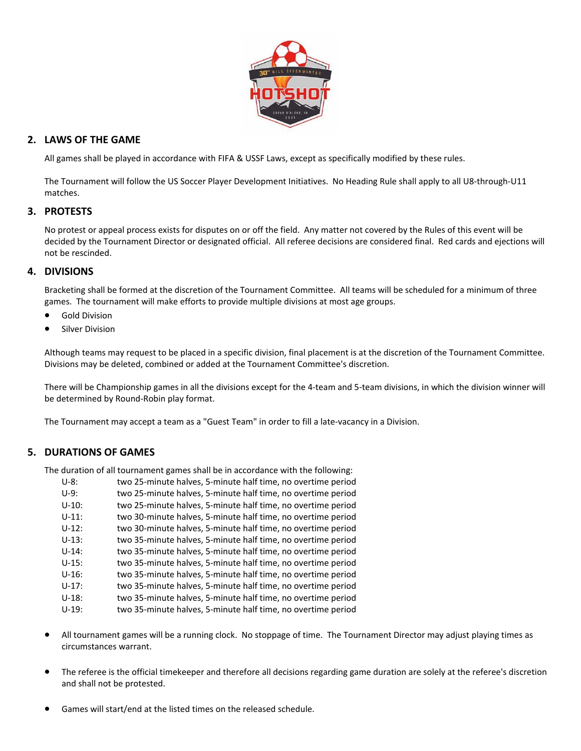## 2. LAWS OF THE GAME

All games shall be played in accordance with FIFA & USSF Laws, except as specifically modified by these rules.

The Tournament will follow the US Soccer Player Development Initiatives. No Heading Rule shall apply to all U8-through-U11 matches.

## 3. PROTESTS

No protest or appeal process exists for disputes on or off the field. Any matter not covered by the Rules of this event will be decided by the Tournament Director or designated official. All referee decisions are considered final. Red cards and ejections will not be rescinded.

## 4. DIVISIONS

Bracketing shall be formed at the discretion of the Tournament Committee. All teams will be scheduled for a minimum of three games. The tournament will make efforts to provide multiple divisions at most age groups.

- Gold Division
- Silver Division

Although teams may request to be placed in a specific division, final placement is at the discretion of the Tournament Committee. Divisions may be deleted, combined or added at the Tournament Committee's discretion.

There will be Championship games in all the divisions except for the 4-team and 5-team divisions, in which the division winner will be determined by Round-Robin play format.

The Tournament may accept a team as a "Guest Team" in order to fill a late-vacancy in a Division.

## 5. DURATIONS OF GAMES

The duration of all tournament games shall be in accordance with the following:

| | |
|---|---|
| U-8: | two 25-minute halves, 5-minute half time, no overtime period |
| U-9: | two 25-minute halves, 5-minute half time, no overtime period |
| U-10: | two 25-minute halves, 5-minute half time, no overtime period |
| U-11: | two 30-minute halves, 5-minute half time, no overtime period |
| U-12: | two 30-minute halves, 5-minute half time, no overtime period |
| U-13: | two 35-minute halves, 5-minute half time, no overtime period |
| U-14: | two 35-minute halves, 5-minute half time, no overtime period |
| U-15: | two 35-minute halves, 5-minute half time, no overtime period |
| U-16: | two 35-minute halves, 5-minute half time, no overtime period |
| U-17: | two 35-minute halves, 5-minute half time, no overtime period |
| U-18: | two 35-minute halves, 5-minute half time, no overtime period |
| U-19: | two 35-minute halves, 5-minute half time, no overtime period |

- All tournament games will be a running clock. No stoppage of time. The Tournament Director may adjust playing times as circumstances warrant.

- The referee is the official timekeeper and therefore all decisions regarding game duration are solely at the referee's discretion and shall not be protested.

- Games will start/end at the listed times on the released schedule.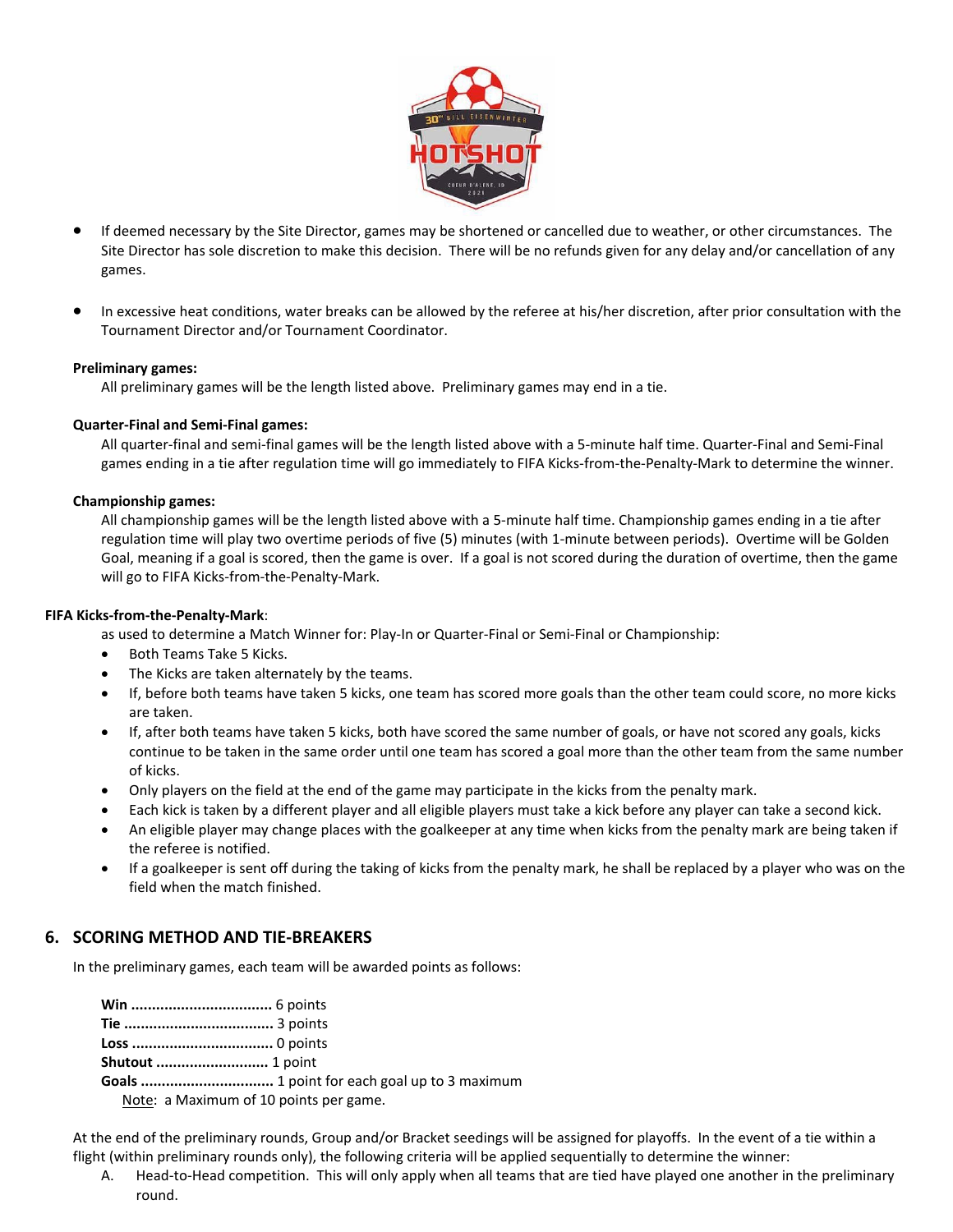- If deemed necessary by the Site Director, games may be shortened or cancelled due to weather, or other circumstances. The Site Director has sole discretion to make this decision. There will be no refunds given for any delay and/or cancellation of any games.

- In excessive heat conditions, water breaks can be allowed by the referee at his/her discretion, after prior consultation with the Tournament Director and/or Tournament Coordinator.

**Preliminary games:**

All preliminary games will be the length listed above. Preliminary games may end in a tie.

**Quarter-Final and Semi-Final games:**

All quarter-final and semi-final games will be the length listed above with a 5-minute half time. Quarter-Final and Semi-Final games ending in a tie after regulation time will go immediately to FIFA Kicks-from-the-Penalty-Mark to determine the winner.

**Championship games:**

All championship games will be the length listed above with a 5-minute half time. Championship games ending in a tie after regulation time will play two overtime periods of five (5) minutes (with 1-minute between periods). Overtime will be Golden Goal, meaning if a goal is scored, then the game is over. If a goal is not scored during the duration of overtime, then the game will go to FIFA Kicks-from-the-Penalty-Mark.

**FIFA Kicks-from-the-Penalty-Mark**:

as used to determine a Match Winner for: Play-In or Quarter-Final or Semi-Final or Championship:

- Both Teams Take 5 Kicks.
- The Kicks are taken alternately by the teams.
- If, before both teams have taken 5 kicks, one team has scored more goals than the other team could score, no more kicks are taken.
- If, after both teams have taken 5 kicks, both have scored the same number of goals, or have not scored any goals, kicks continue to be taken in the same order until one team has scored a goal more than the other team from the same number of kicks.
- Only players on the field at the end of the game may participate in the kicks from the penalty mark.
- Each kick is taken by a different player and all eligible players must take a kick before any player can take a second kick.
- An eligible player may change places with the goalkeeper at any time when kicks from the penalty mark are being taken if the referee is notified.
- If a goalkeeper is sent off during the taking of kicks from the penalty mark, he shall be replaced by a player who was on the field when the match finished.

## 6. SCORING METHOD AND TIE-BREAKERS

In the preliminary games, each team will be awarded points as follows:

**Win** ................................. 6 points
**Tie** ................................... 3 points
**Loss** ................................. 0 points
**Shutout** ........................... 1 point
**Goals** ............................... 1 point for each goal up to 3 maximum
Note: a Maximum of 10 points per game.

At the end of the preliminary rounds, Group and/or Bracket seedings will be assigned for playoffs. In the event of a tie within a flight (within preliminary rounds only), the following criteria will be applied sequentially to determine the winner:

A. Head-to-Head competition. This will only apply when all teams that are tied have played one another in the preliminary round.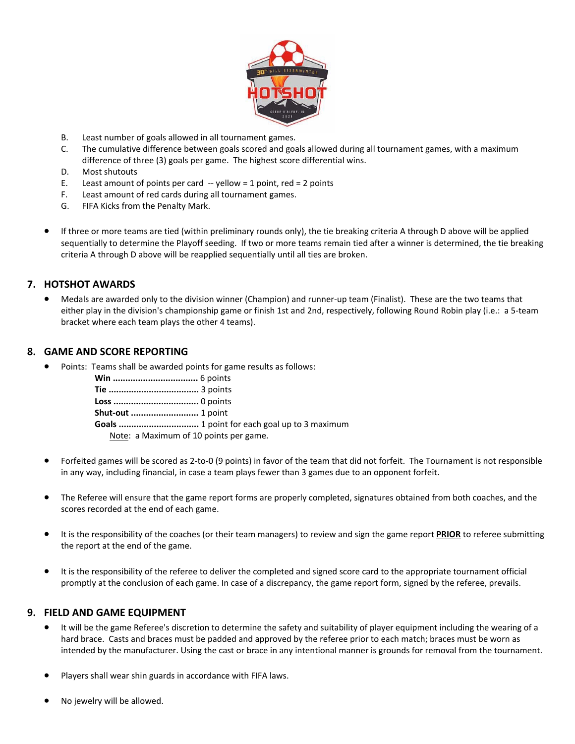B. Least number of goals allowed in all tournament games.
C. The cumulative difference between goals scored and goals allowed during all tournament games, with a maximum difference of three (3) goals per game. The highest score differential wins.
D. Most shutouts
E. Least amount of points per card -- yellow = 1 point, red = 2 points
F. Least amount of red cards during all tournament games.
G. FIFA Kicks from the Penalty Mark.

- If three or more teams are tied (within preliminary rounds only), the tie breaking criteria A through D above will be applied sequentially to determine the Playoff seeding. If two or more teams remain tied after a winner is determined, the tie breaking criteria A through D above will be reapplied sequentially until all ties are broken.

## 7. HOTSHOT AWARDS

- Medals are awarded only to the division winner (Champion) and runner-up team (Finalist). These are the two teams that either play in the division's championship game or finish 1st and 2nd, respectively, following Round Robin play (i.e.: a 5-team bracket where each team plays the other 4 teams).

## 8. GAME AND SCORE REPORTING

- Points: Teams shall be awarded points for game results as follows:
  - **Win** ................................. 6 points
  - **Tie** ................................... 3 points
  - **Loss** ................................. 0 points
  - **Shut-out** ........................... 1 point
  - **Goals** ............................... 1 point for each goal up to 3 maximum

  Note: a Maximum of 10 points per game.

- Forfeited games will be scored as 2-to-0 (9 points) in favor of the team that did not forfeit. The Tournament is not responsible in any way, including financial, in case a team plays fewer than 3 games due to an opponent forfeit.

- The Referee will ensure that the game report forms are properly completed, signatures obtained from both coaches, and the scores recorded at the end of each game.

- It is the responsibility of the coaches (or their team managers) to review and sign the game report **PRIOR** to referee submitting the report at the end of the game.

- It is the responsibility of the referee to deliver the completed and signed score card to the appropriate tournament official promptly at the conclusion of each game. In case of a discrepancy, the game report form, signed by the referee, prevails.

## 9. FIELD AND GAME EQUIPMENT

- It will be the game Referee's discretion to determine the safety and suitability of player equipment including the wearing of a hard brace. Casts and braces must be padded and approved by the referee prior to each match; braces must be worn as intended by the manufacturer. Using the cast or brace in any intentional manner is grounds for removal from the tournament.

- Players shall wear shin guards in accordance with FIFA laws.

- No jewelry will be allowed.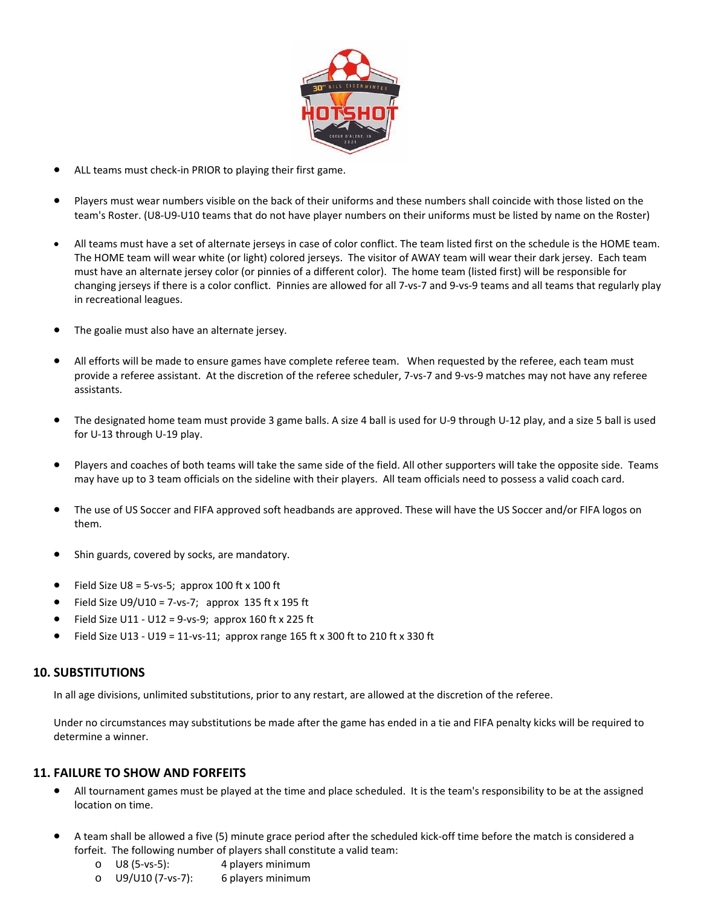- ALL teams must check-in PRIOR to playing their first game.

- Players must wear numbers visible on the back of their uniforms and these numbers shall coincide with those listed on the team's Roster. (U8-U9-U10 teams that do not have player numbers on their uniforms must be listed by name on the Roster)

- All teams must have a set of alternate jerseys in case of color conflict. The team listed first on the schedule is the HOME team. The HOME team will wear white (or light) colored jerseys. The visitor of AWAY team will wear their dark jersey. Each team must have an alternate jersey color (or pinnies of a different color). The home team (listed first) will be responsible for changing jerseys if there is a color conflict. Pinnies are allowed for all 7-vs-7 and 9-vs-9 teams and all teams that regularly play in recreational leagues.

- The goalie must also have an alternate jersey.

- All efforts will be made to ensure games have complete referee team. When requested by the referee, each team must provide a referee assistant. At the discretion of the referee scheduler, 7-vs-7 and 9-vs-9 matches may not have any referee assistants.

- The designated home team must provide 3 game balls. A size 4 ball is used for U-9 through U-12 play, and a size 5 ball is used for U-13 through U-19 play.

- Players and coaches of both teams will take the same side of the field. All other supporters will take the opposite side. Teams may have up to 3 team officials on the sideline with their players. All team officials need to possess a valid coach card.

- The use of US Soccer and FIFA approved soft headbands are approved. These will have the US Soccer and/or FIFA logos on them.

- Shin guards, covered by socks, are mandatory.

- Field Size U8 = 5-vs-5; approx 100 ft x 100 ft
- Field Size U9/U10 = 7-vs-7; approx 135 ft x 195 ft
- Field Size U11 - U12 = 9-vs-9; approx 160 ft x 225 ft
- Field Size U13 - U19 = 11-vs-11; approx range 165 ft x 300 ft to 210 ft x 330 ft

## 10. SUBSTITUTIONS

In all age divisions, unlimited substitutions, prior to any restart, are allowed at the discretion of the referee.

Under no circumstances may substitutions be made after the game has ended in a tie and FIFA penalty kicks will be required to determine a winner.

## 11. FAILURE TO SHOW AND FORFEITS

- All tournament games must be played at the time and place scheduled. It is the team's responsibility to be at the assigned location on time.

- A team shall be allowed a five (5) minute grace period after the scheduled kick-off time before the match is considered a forfeit. The following number of players shall constitute a valid team:
  - U8 (5-vs-5): 4 players minimum
  - U9/U10 (7-vs-7): 6 players minimum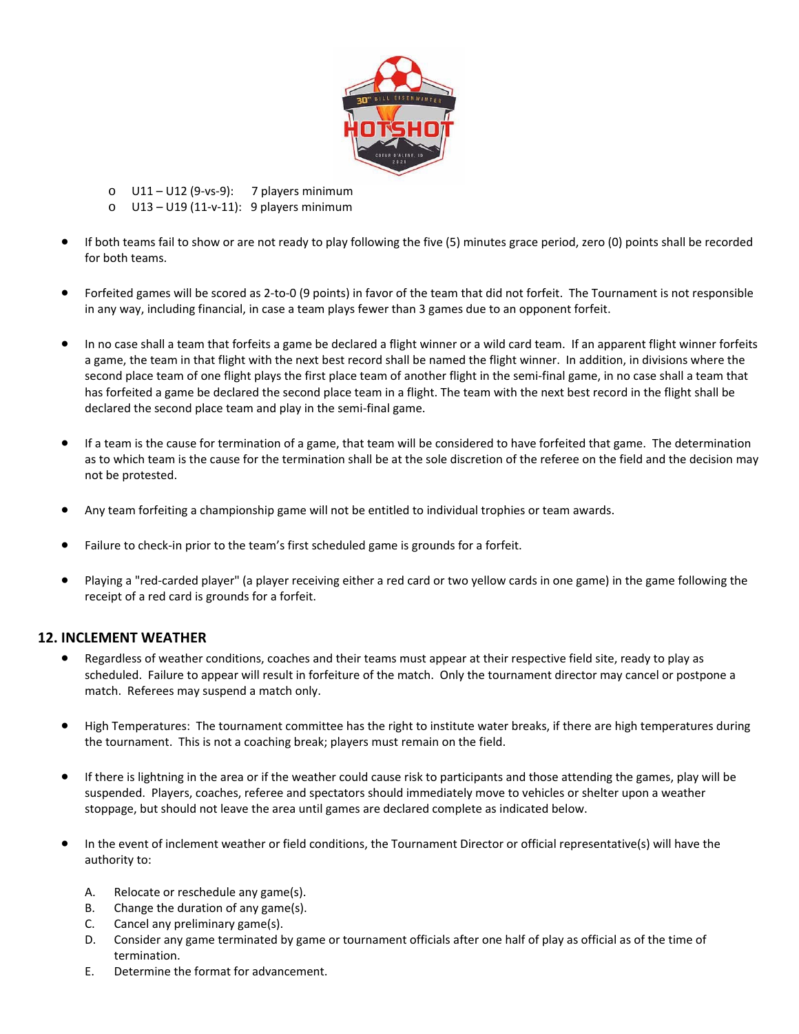- U11 – U12 (9-vs-9): 7 players minimum
- U13 – U19 (11-v-11): 9 players minimum

- If both teams fail to show or are not ready to play following the five (5) minutes grace period, zero (0) points shall be recorded for both teams.

- Forfeited games will be scored as 2-to-0 (9 points) in favor of the team that did not forfeit. The Tournament is not responsible in any way, including financial, in case a team plays fewer than 3 games due to an opponent forfeit.

- In no case shall a team that forfeits a game be declared a flight winner or a wild card team. If an apparent flight winner forfeits a game, the team in that flight with the next best record shall be named the flight winner. In addition, in divisions where the second place team of one flight plays the first place team of another flight in the semi-final game, in no case shall a team that has forfeited a game be declared the second place team in a flight. The team with the next best record in the flight shall be declared the second place team and play in the semi-final game.

- If a team is the cause for termination of a game, that team will be considered to have forfeited that game. The determination as to which team is the cause for the termination shall be at the sole discretion of the referee on the field and the decision may not be protested.

- Any team forfeiting a championship game will not be entitled to individual trophies or team awards.

- Failure to check-in prior to the team's first scheduled game is grounds for a forfeit.

- Playing a "red-carded player" (a player receiving either a red card or two yellow cards in one game) in the game following the receipt of a red card is grounds for a forfeit.

## 12. INCLEMENT WEATHER

- Regardless of weather conditions, coaches and their teams must appear at their respective field site, ready to play as scheduled. Failure to appear will result in forfeiture of the match. Only the tournament director may cancel or postpone a match. Referees may suspend a match only.

- High Temperatures: The tournament committee has the right to institute water breaks, if there are high temperatures during the tournament. This is not a coaching break; players must remain on the field.

- If there is lightning in the area or if the weather could cause risk to participants and those attending the games, play will be suspended. Players, coaches, referee and spectators should immediately move to vehicles or shelter upon a weather stoppage, but should not leave the area until games are declared complete as indicated below.

- In the event of inclement weather or field conditions, the Tournament Director or official representative(s) will have the authority to:

  A. Relocate or reschedule any game(s).
  B. Change the duration of any game(s).
  C. Cancel any preliminary game(s).
  D. Consider any game terminated by game or tournament officials after one half of play as official as of the time of termination.
  E. Determine the format for advancement.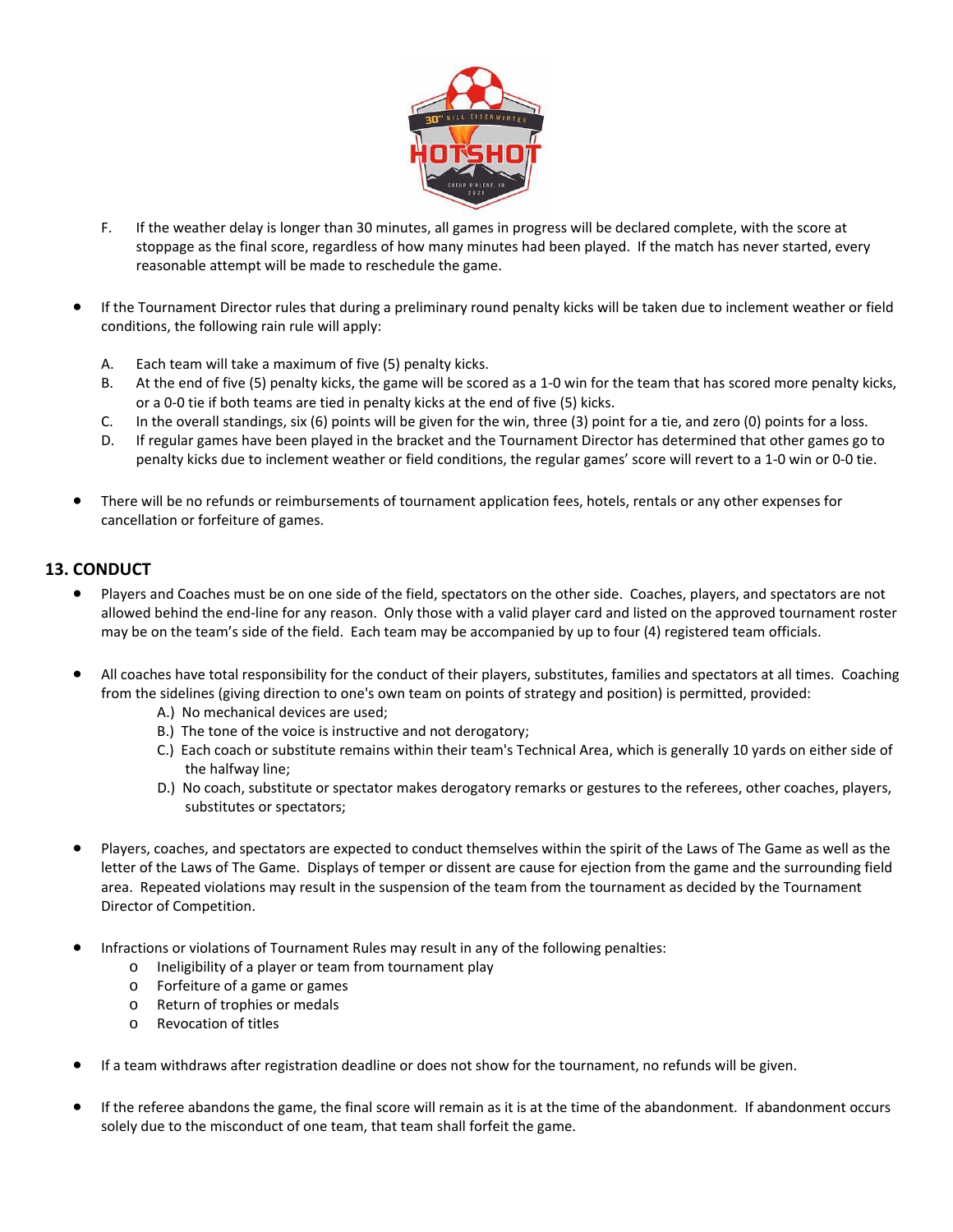F. If the weather delay is longer than 30 minutes, all games in progress will be declared complete, with the score at stoppage as the final score, regardless of how many minutes had been played. If the match has never started, every reasonable attempt will be made to reschedule the game.

- If the Tournament Director rules that during a preliminary round penalty kicks will be taken due to inclement weather or field conditions, the following rain rule will apply:

  A. Each team will take a maximum of five (5) penalty kicks.
  B. At the end of five (5) penalty kicks, the game will be scored as a 1-0 win for the team that has scored more penalty kicks, or a 0-0 tie if both teams are tied in penalty kicks at the end of five (5) kicks.
  C. In the overall standings, six (6) points will be given for the win, three (3) point for a tie, and zero (0) points for a loss.
  D. If regular games have been played in the bracket and the Tournament Director has determined that other games go to penalty kicks due to inclement weather or field conditions, the regular games' score will revert to a 1-0 win or 0-0 tie.

- There will be no refunds or reimbursements of tournament application fees, hotels, rentals or any other expenses for cancellation or forfeiture of games.

## 13. CONDUCT

- Players and Coaches must be on one side of the field, spectators on the other side. Coaches, players, and spectators are not allowed behind the end-line for any reason. Only those with a valid player card and listed on the approved tournament roster may be on the team's side of the field. Each team may be accompanied by up to four (4) registered team officials.

- All coaches have total responsibility for the conduct of their players, substitutes, families and spectators at all times. Coaching from the sidelines (giving direction to one's own team on points of strategy and position) is permitted, provided:
  - A.) No mechanical devices are used;
  - B.) The tone of the voice is instructive and not derogatory;
  - C.) Each coach or substitute remains within their team's Technical Area, which is generally 10 yards on either side of the halfway line;
  - D.) No coach, substitute or spectator makes derogatory remarks or gestures to the referees, other coaches, players, substitutes or spectators;

- Players, coaches, and spectators are expected to conduct themselves within the spirit of the Laws of The Game as well as the letter of the Laws of The Game. Displays of temper or dissent are cause for ejection from the game and the surrounding field area. Repeated violations may result in the suspension of the team from the tournament as decided by the Tournament Director of Competition.

- Infractions or violations of Tournament Rules may result in any of the following penalties:
  - Ineligibility of a player or team from tournament play
  - Forfeiture of a game or games
  - Return of trophies or medals
  - Revocation of titles

- If a team withdraws after registration deadline or does not show for the tournament, no refunds will be given.

- If the referee abandons the game, the final score will remain as it is at the time of the abandonment. If abandonment occurs solely due to the misconduct of one team, that team shall forfeit the game.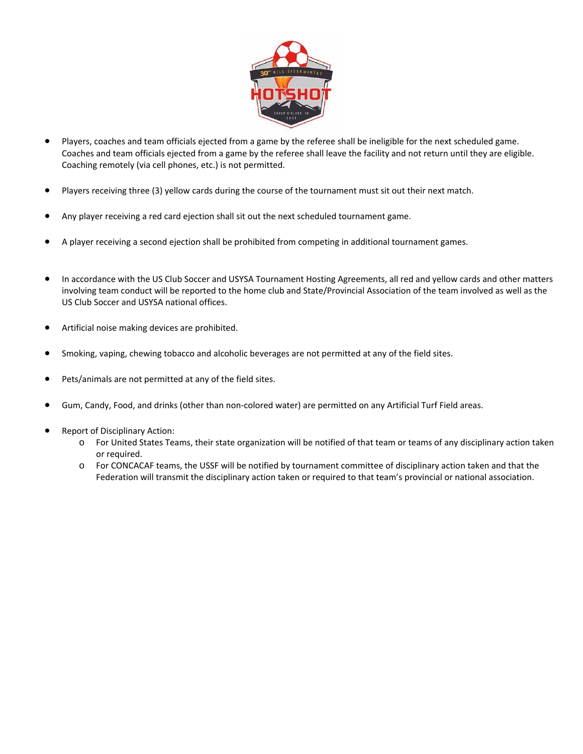- Players, coaches and team officials ejected from a game by the referee shall be ineligible for the next scheduled game. Coaches and team officials ejected from a game by the referee shall leave the facility and not return until they are eligible. Coaching remotely (via cell phones, etc.) is not permitted.

- Players receiving three (3) yellow cards during the course of the tournament must sit out their next match.

- Any player receiving a red card ejection shall sit out the next scheduled tournament game.

- A player receiving a second ejection shall be prohibited from competing in additional tournament games.

- In accordance with the US Club Soccer and USYSA Tournament Hosting Agreements, all red and yellow cards and other matters involving team conduct will be reported to the home club and State/Provincial Association of the team involved as well as the US Club Soccer and USYSA national offices.

- Artificial noise making devices are prohibited.

- Smoking, vaping, chewing tobacco and alcoholic beverages are not permitted at any of the field sites.

- Pets/animals are not permitted at any of the field sites.

- Gum, Candy, Food, and drinks (other than non-colored water) are permitted on any Artificial Turf Field areas.

- Report of Disciplinary Action:
  - For United States Teams, their state organization will be notified of that team or teams of any disciplinary action taken or required.
  - For CONCACAF teams, the USSF will be notified by tournament committee of disciplinary action taken and that the Federation will transmit the disciplinary action taken or required to that team's provincial or national association.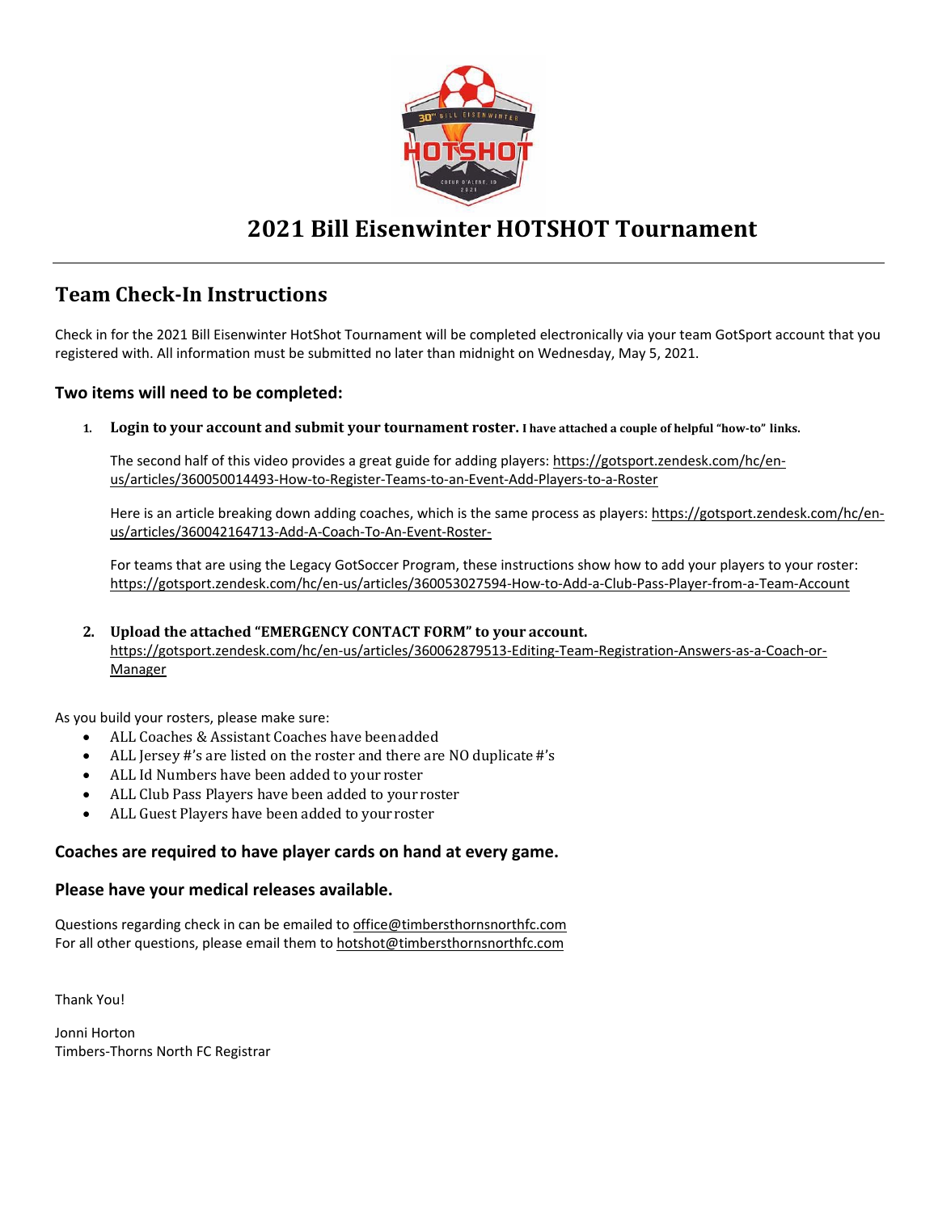# 2021 Bill Eisenwinter HOTSHOT Tournament

## Team Check-In Instructions

Check in for the 2021 Bill Eisenwinter HotShot Tournament will be completed electronically via your team GotSport account that you registered with. All information must be submitted no later than midnight on Wednesday, May 5, 2021.

### Two items will need to be completed:

1. **Login to your account and submit your tournament roster.** **I have attached a couple of helpful "how-to" links.**

   The second half of this video provides a great guide for adding players: https://gotsport.zendesk.com/hc/en-us/articles/360050014493-How-to-Register-Teams-to-an-Event-Add-Players-to-a-Roster

   Here is an article breaking down adding coaches, which is the same process as players: https://gotsport.zendesk.com/hc/en-us/articles/360042164713-Add-A-Coach-To-An-Event-Roster-

   For teams that are using the Legacy GotSoccer Program, these instructions show how to add your players to your roster: https://gotsport.zendesk.com/hc/en-us/articles/360053027594-How-to-Add-a-Club-Pass-Player-from-a-Team-Account

2. **Upload the attached "EMERGENCY CONTACT FORM" to your account.**
   https://gotsport.zendesk.com/hc/en-us/articles/360062879513-Editing-Team-Registration-Answers-as-a-Coach-or-Manager

As you build your rosters, please make sure:

- ALL Coaches & Assistant Coaches have been added
- ALL Jersey #'s are listed on the roster and there are NO duplicate #'s
- ALL Id Numbers have been added to your roster
- ALL Club Pass Players have been added to your roster
- ALL Guest Players have been added to your roster

### Coaches are required to have player cards on hand at every game.

### Please have your medical releases available.

Questions regarding check in can be emailed to office@timbersthornsnorthfc.com
For all other questions, please email them to hotshot@timbersthornsnorthfc.com

Thank You!

Jonni Horton
Timbers-Thorns North FC Registrar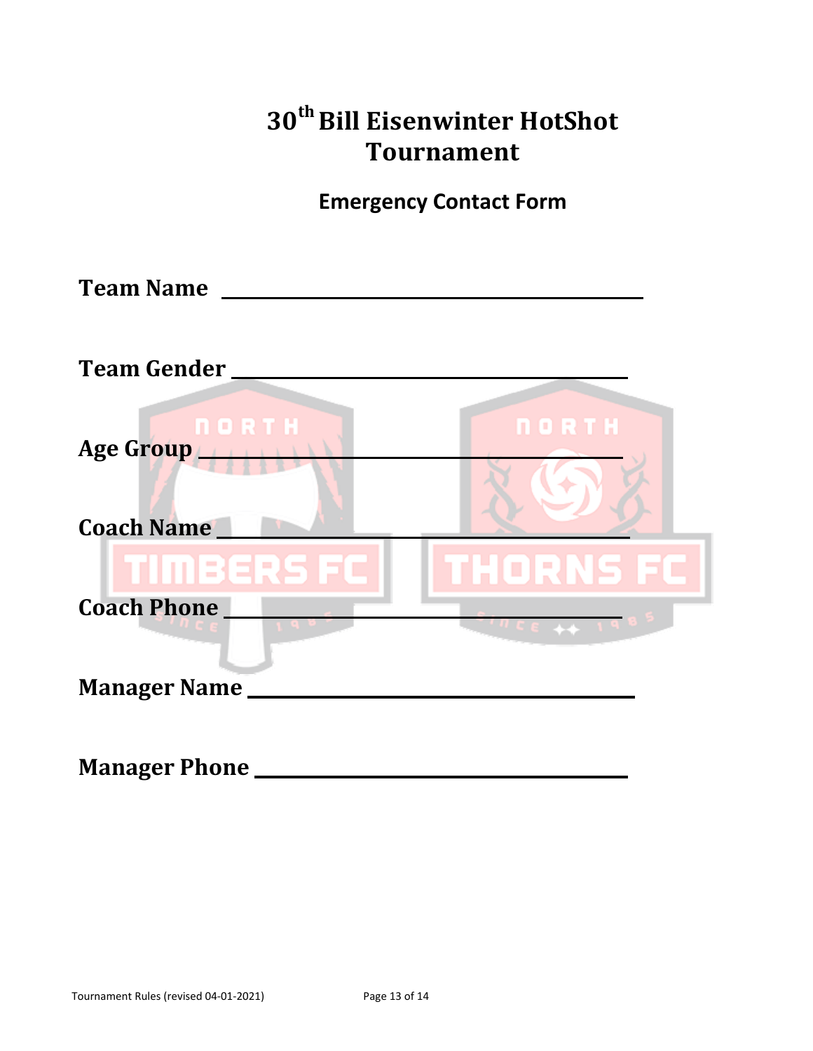# 30th Bill Eisenwinter HotShot Tournament

## Emergency Contact Form

**Team Name** ____________________________________

**Team Gender** ____________________________________

**Age Group** ____________________________________

**Coach Name** ____________________________________

**Coach Phone** ____________________________________

**Manager Name** ____________________________________

**Manager Phone** ____________________________________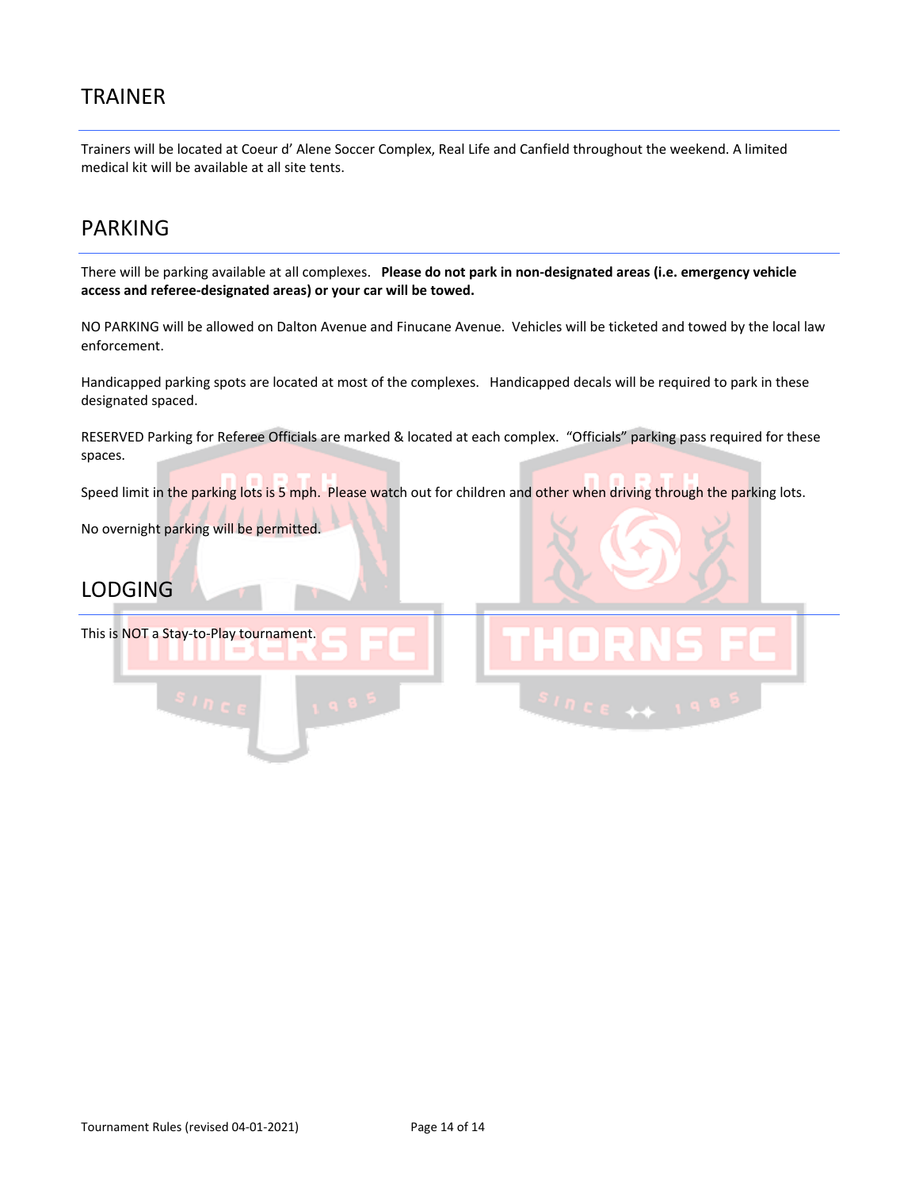## TRAINER

Trainers will be located at Coeur d' Alene Soccer Complex, Real Life and Canfield throughout the weekend. A limited medical kit will be available at all site tents.

## PARKING

There will be parking available at all complexes. **Please do not park in non-designated areas (i.e. emergency vehicle access and referee-designated areas) or your car will be towed.**

NO PARKING will be allowed on Dalton Avenue and Finucane Avenue. Vehicles will be ticketed and towed by the local law enforcement.

Handicapped parking spots are located at most of the complexes. Handicapped decals will be required to park in these designated spaced.

RESERVED Parking for Referee Officials are marked & located at each complex. "Officials" parking pass required for these spaces.

Speed limit in the parking lots is 5 mph. Please watch out for children and other when driving through the parking lots.

No overnight parking will be permitted.

## LODGING

This is NOT a Stay-to-Play tournament.